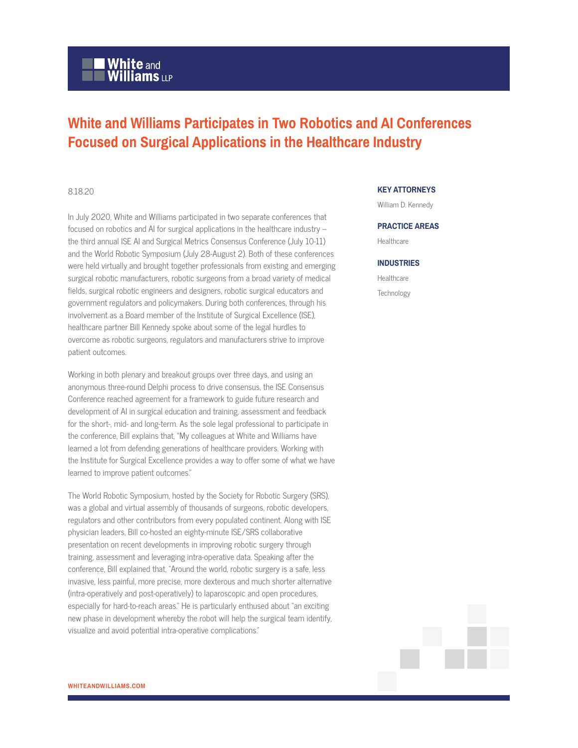# White and Williams Participates in Two Robotics and AI Conferences Focused on Surgical Applications in the Healthcare Industry

8.18.20

In July 2020, White and Williams participated in two separate conferences that focused on robotics and AI for surgical applications in the healthcare industry – the third annual ISE AI and Surgical Metrics Consensus Conference (July 10-11) and the World Robotic Symposium (July 28-August 2). Both of these conferences were held virtually and brought together professionals from existing and emerging surgical robotic manufacturers, robotic surgeons from a broad variety of medical fields, surgical robotic engineers and designers, robotic surgical educators and government regulators and policymakers. During both conferences, through his involvement as a Board member of the Institute of Surgical Excellence (ISE), healthcare partner Bill Kennedy spoke about some of the legal hurdles to overcome as robotic surgeons, regulators and manufacturers strive to improve patient outcomes.

Working in both plenary and breakout groups over three days, and using an anonymous three-round Delphi process to drive consensus, the ISE Consensus Conference reached agreement for a framework to guide future research and development of AI in surgical education and training, assessment and feedback for the short-, mid- and long-term. As the sole legal professional to participate in the conference, Bill explains that, "My colleagues at White and Williams have learned a lot from defending generations of healthcare providers. Working with the Institute for Surgical Excellence provides a way to offer some of what we have learned to improve patient outcomes."

The World Robotic Symposium, hosted by the Society for Robotic Surgery (SRS), was a global and virtual assembly of thousands of surgeons, robotic developers, regulators and other contributors from every populated continent. Along with ISE physician leaders, Bill co-hosted an eighty-minute ISE/SRS collaborative presentation on recent developments in improving robotic surgery through training, assessment and leveraging intra-operative data. Speaking after the conference, Bill explained that, "Around the world, robotic surgery is a safe, less invasive, less painful, more precise, more dexterous and much shorter alternative (intra-operatively and post-operatively) to laparoscopic and open procedures, especially for hard-to-reach areas." He is particularly enthused about "an exciting new phase in development whereby the robot will help the surgical team identify, visualize and avoid potential intra-operative complications."

**KEY ATTORNEYS**

William D. Kennedy

**PRACTICE AREAS**

Healthcare

**INDUSTRIES**

Healthcare

Technology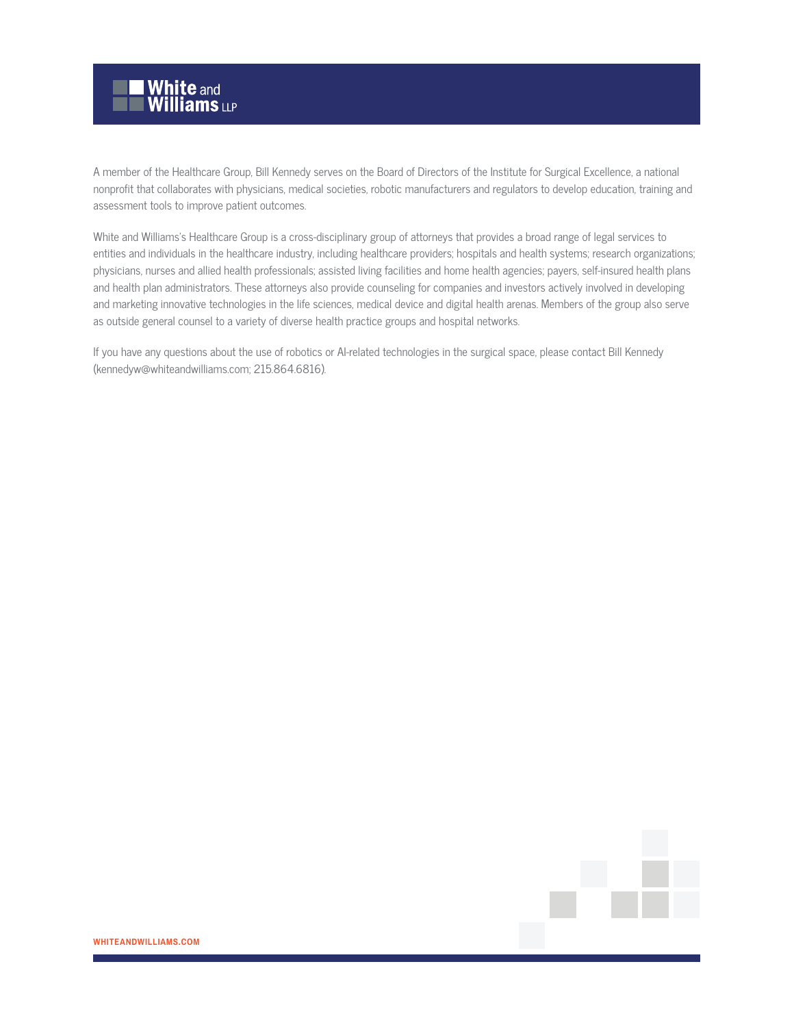A member of the Healthcare Group, Bill Kennedy serves on the Board of Directors of the Institute for Surgical Excellence, a national nonprofit that collaborates with physicians, medical societies, robotic manufacturers and regulators to develop education, training and assessment tools to improve patient outcomes.

White and Williams's Healthcare Group is a cross-disciplinary group of attorneys that provides a broad range of legal services to entities and individuals in the healthcare industry, including healthcare providers; hospitals and health systems; research organizations; physicians, nurses and allied health professionals; assisted living facilities and home health agencies; payers, self-insured health plans and health plan administrators. These attorneys also provide counseling for companies and investors actively involved in developing and marketing innovative technologies in the life sciences, medical device and digital health arenas. Members of the group also serve as outside general counsel to a variety of diverse health practice groups and hospital networks.

If you have any questions about the use of robotics or AI-related technologies in the surgical space, please contact Bill Kennedy (kennedyw@whiteandwilliams.com; 215.864.6816).